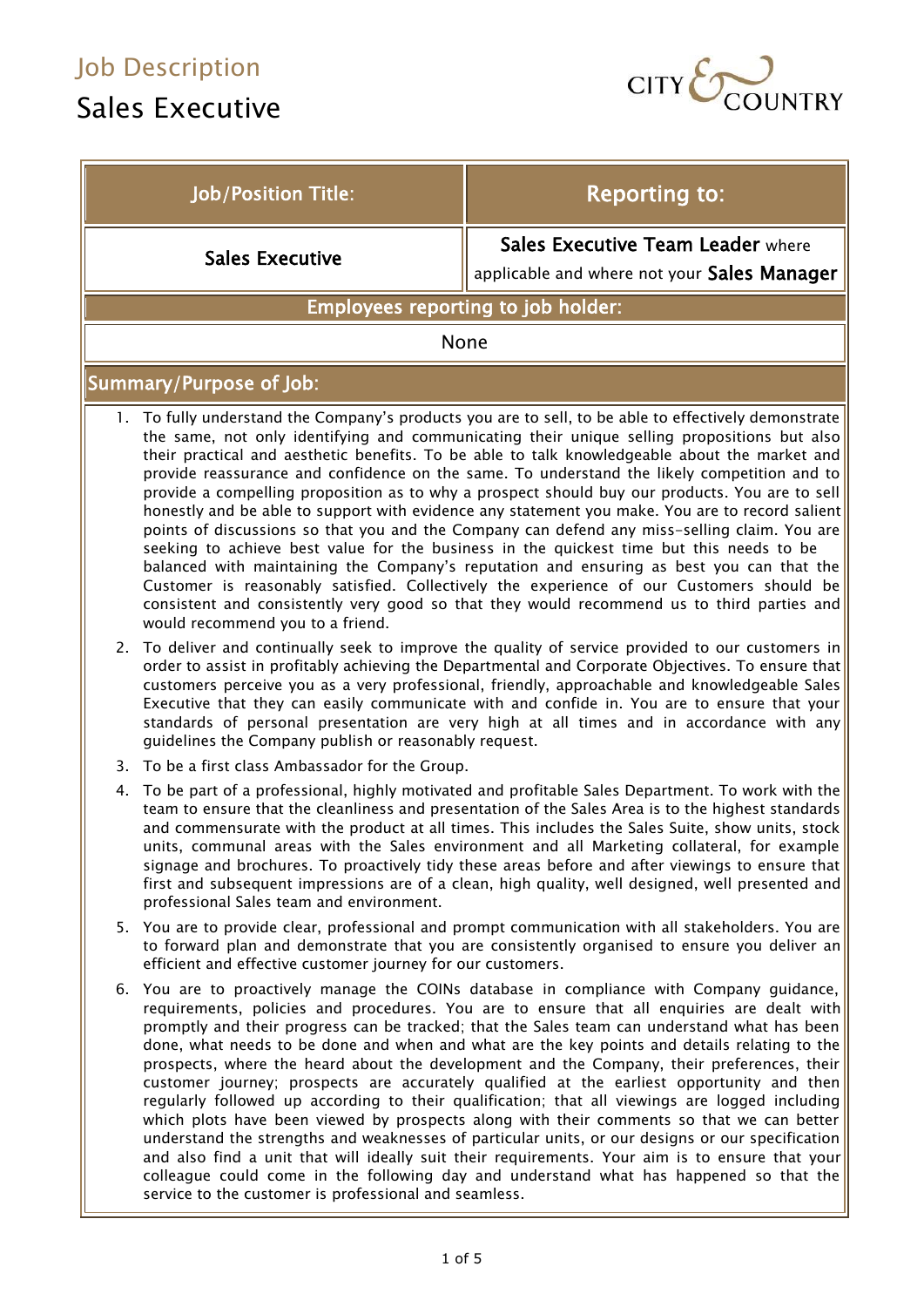# Job Description

# Sales Executive

CITY & COUNTRY

| Job/Position Title: | Reporting to: |
|---|---|
| **Sales Executive** | **Sales Executive Team Leader** where applicable and where not your **Sales Manager** |

| Employees reporting to job holder: |
|---|
| None |

## Summary/Purpose of Job:

1. To fully understand the Company's products you are to sell, to be able to effectively demonstrate the same, not only identifying and communicating their unique selling propositions but also their practical and aesthetic benefits. To be able to talk knowledgeable about the market and provide reassurance and confidence on the same. To understand the likely competition and to provide a compelling proposition as to why a prospect should buy our products. You are to sell honestly and be able to support with evidence any statement you make. You are to record salient points of discussions so that you and the Company can defend any miss-selling claim. You are seeking to achieve best value for the business in the quickest time but this needs to be balanced with maintaining the Company's reputation and ensuring as best you can that the Customer is reasonably satisfied. Collectively the experience of our Customers should be consistent and consistently very good so that they would recommend us to third parties and would recommend you to a friend.
2. To deliver and continually seek to improve the quality of service provided to our customers in order to assist in profitably achieving the Departmental and Corporate Objectives. To ensure that customers perceive you as a very professional, friendly, approachable and knowledgeable Sales Executive that they can easily communicate with and confide in. You are to ensure that your standards of personal presentation are very high at all times and in accordance with any guidelines the Company publish or reasonably request.
3. To be a first class Ambassador for the Group.
4. To be part of a professional, highly motivated and profitable Sales Department. To work with the team to ensure that the cleanliness and presentation of the Sales Area is to the highest standards and commensurate with the product at all times. This includes the Sales Suite, show units, stock units, communal areas with the Sales environment and all Marketing collateral, for example signage and brochures. To proactively tidy these areas before and after viewings to ensure that first and subsequent impressions are of a clean, high quality, well designed, well presented and professional Sales team and environment.
5. You are to provide clear, professional and prompt communication with all stakeholders. You are to forward plan and demonstrate that you are consistently organised to ensure you deliver an efficient and effective customer journey for our customers.
6. You are to proactively manage the COINs database in compliance with Company guidance, requirements, policies and procedures. You are to ensure that all enquiries are dealt with promptly and their progress can be tracked; that the Sales team can understand what has been done, what needs to be done and when and what are the key points and details relating to the prospects, where the heard about the development and the Company, their preferences, their customer journey; prospects are accurately qualified at the earliest opportunity and then regularly followed up according to their qualification; that all viewings are logged including which plots have been viewed by prospects along with their comments so that we can better understand the strengths and weaknesses of particular units, or our designs or our specification and also find a unit that will ideally suit their requirements. Your aim is to ensure that your colleague could come in the following day and understand what has happened so that the service to the customer is professional and seamless.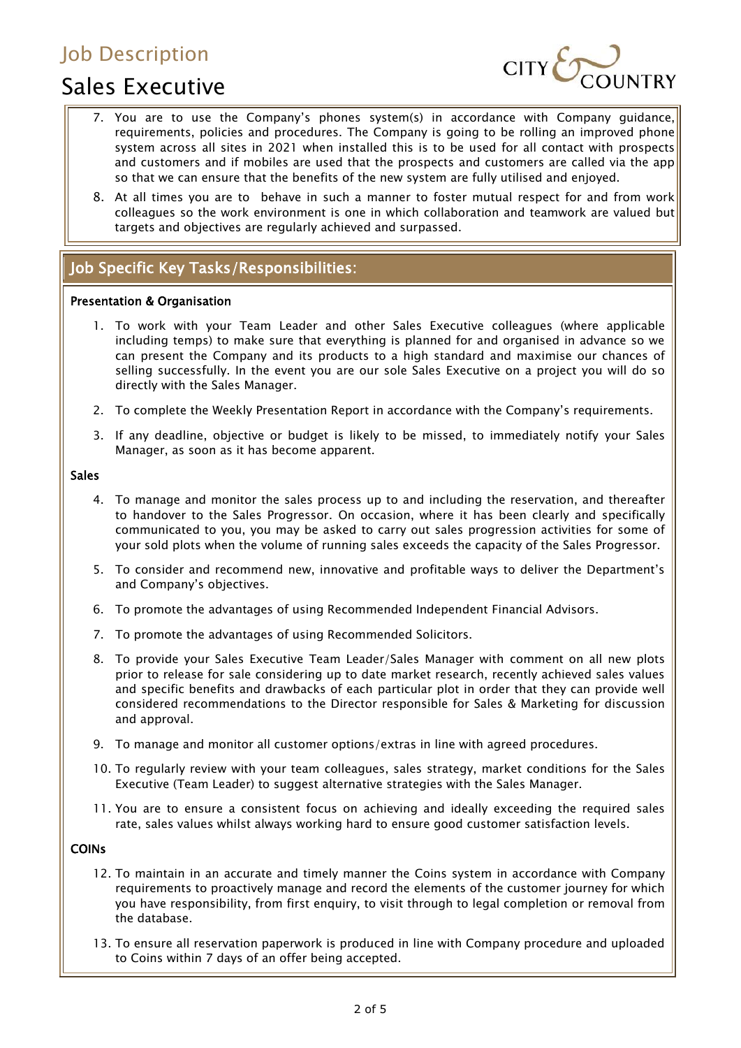7. You are to use the Company's phones system(s) in accordance with Company guidance, requirements, policies and procedures. The Company is going to be rolling an improved phone system across all sites in 2021 when installed this is to be used for all contact with prospects and customers and if mobiles are used that the prospects and customers are called via the app so that we can ensure that the benefits of the new system are fully utilised and enjoyed.

8. At all times you are to behave in such a manner to foster mutual respect for and from work colleagues so the work environment is one in which collaboration and teamwork are valued but targets and objectives are regularly achieved and surpassed.

## Job Specific Key Tasks/Responsibilities:

### Presentation & Organisation

1. To work with your Team Leader and other Sales Executive colleagues (where applicable including temps) to make sure that everything is planned for and organised in advance so we can present the Company and its products to a high standard and maximise our chances of selling successfully. In the event you are our sole Sales Executive on a project you will do so directly with the Sales Manager.

2. To complete the Weekly Presentation Report in accordance with the Company's requirements.

3. If any deadline, objective or budget is likely to be missed, to immediately notify your Sales Manager, as soon as it has become apparent.

### Sales

4. To manage and monitor the sales process up to and including the reservation, and thereafter to handover to the Sales Progressor. On occasion, where it has been clearly and specifically communicated to you, you may be asked to carry out sales progression activities for some of your sold plots when the volume of running sales exceeds the capacity of the Sales Progressor.

5. To consider and recommend new, innovative and profitable ways to deliver the Department's and Company's objectives.

6. To promote the advantages of using Recommended Independent Financial Advisors.

7. To promote the advantages of using Recommended Solicitors.

8. To provide your Sales Executive Team Leader/Sales Manager with comment on all new plots prior to release for sale considering up to date market research, recently achieved sales values and specific benefits and drawbacks of each particular plot in order that they can provide well considered recommendations to the Director responsible for Sales & Marketing for discussion and approval.

9. To manage and monitor all customer options/extras in line with agreed procedures.

10. To regularly review with your team colleagues, sales strategy, market conditions for the Sales Executive (Team Leader) to suggest alternative strategies with the Sales Manager.

11. You are to ensure a consistent focus on achieving and ideally exceeding the required sales rate, sales values whilst always working hard to ensure good customer satisfaction levels.

### COINs

12. To maintain in an accurate and timely manner the Coins system in accordance with Company requirements to proactively manage and record the elements of the customer journey for which you have responsibility, from first enquiry, to visit through to legal completion or removal from the database.

13. To ensure all reservation paperwork is produced in line with Company procedure and uploaded to Coins within 7 days of an offer being accepted.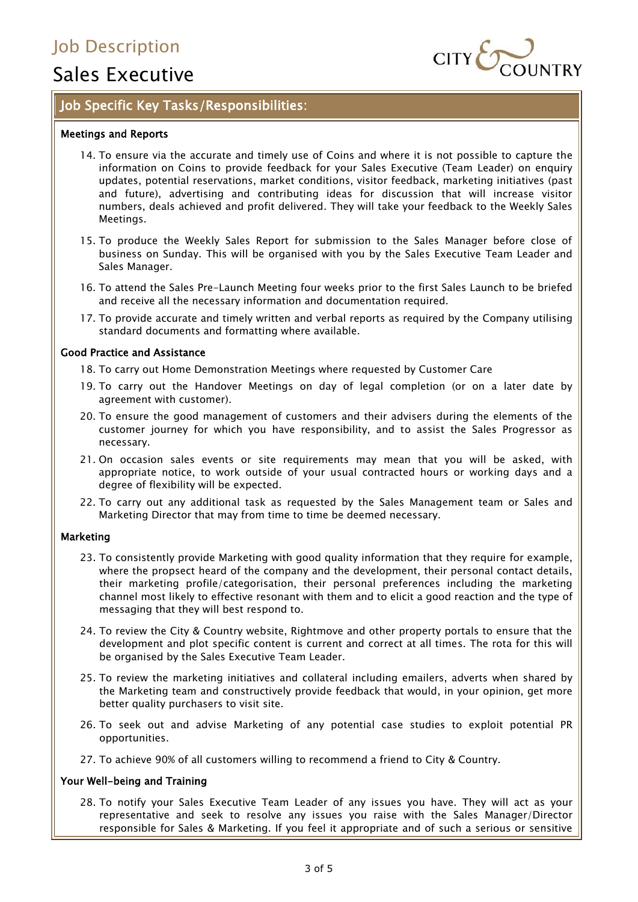# Job Description

# Sales Executive

## Job Specific Key Tasks/Responsibilities:

**Meetings and Reports**

14. To ensure via the accurate and timely use of Coins and where it is not possible to capture the information on Coins to provide feedback for your Sales Executive (Team Leader) on enquiry updates, potential reservations, market conditions, visitor feedback, marketing initiatives (past and future), advertising and contributing ideas for discussion that will increase visitor numbers, deals achieved and profit delivered. They will take your feedback to the Weekly Sales Meetings.
15. To produce the Weekly Sales Report for submission to the Sales Manager before close of business on Sunday. This will be organised with you by the Sales Executive Team Leader and Sales Manager.
16. To attend the Sales Pre-Launch Meeting four weeks prior to the first Sales Launch to be briefed and receive all the necessary information and documentation required.
17. To provide accurate and timely written and verbal reports as required by the Company utilising standard documents and formatting where available.

**Good Practice and Assistance**

18. To carry out Home Demonstration Meetings where requested by Customer Care
19. To carry out the Handover Meetings on day of legal completion (or on a later date by agreement with customer).
20. To ensure the good management of customers and their advisers during the elements of the customer journey for which you have responsibility, and to assist the Sales Progressor as necessary.
21. On occasion sales events or site requirements may mean that you will be asked, with appropriate notice, to work outside of your usual contracted hours or working days and a degree of flexibility will be expected.
22. To carry out any additional task as requested by the Sales Management team or Sales and Marketing Director that may from time to time be deemed necessary.

**Marketing**

23. To consistently provide Marketing with good quality information that they require for example, where the propsect heard of the company and the development, their personal contact details, their marketing profile/categorisation, their personal preferences including the marketing channel most likely to effective resonant with them and to elicit a good reaction and the type of messaging that they will best respond to.
24. To review the City & Country website, Rightmove and other property portals to ensure that the development and plot specific content is current and correct at all times. The rota for this will be organised by the Sales Executive Team Leader.
25. To review the marketing initiatives and collateral including emailers, adverts when shared by the Marketing team and constructively provide feedback that would, in your opinion, get more better quality purchasers to visit site.
26. To seek out and advise Marketing of any potential case studies to exploit potential PR opportunities.
27. To achieve 90% of all customers willing to recommend a friend to City & Country.

**Your Well-being and Training**

28. To notify your Sales Executive Team Leader of any issues you have. They will act as your representative and seek to resolve any issues you raise with the Sales Manager/Director responsible for Sales & Marketing. If you feel it appropriate and of such a serious or sensitive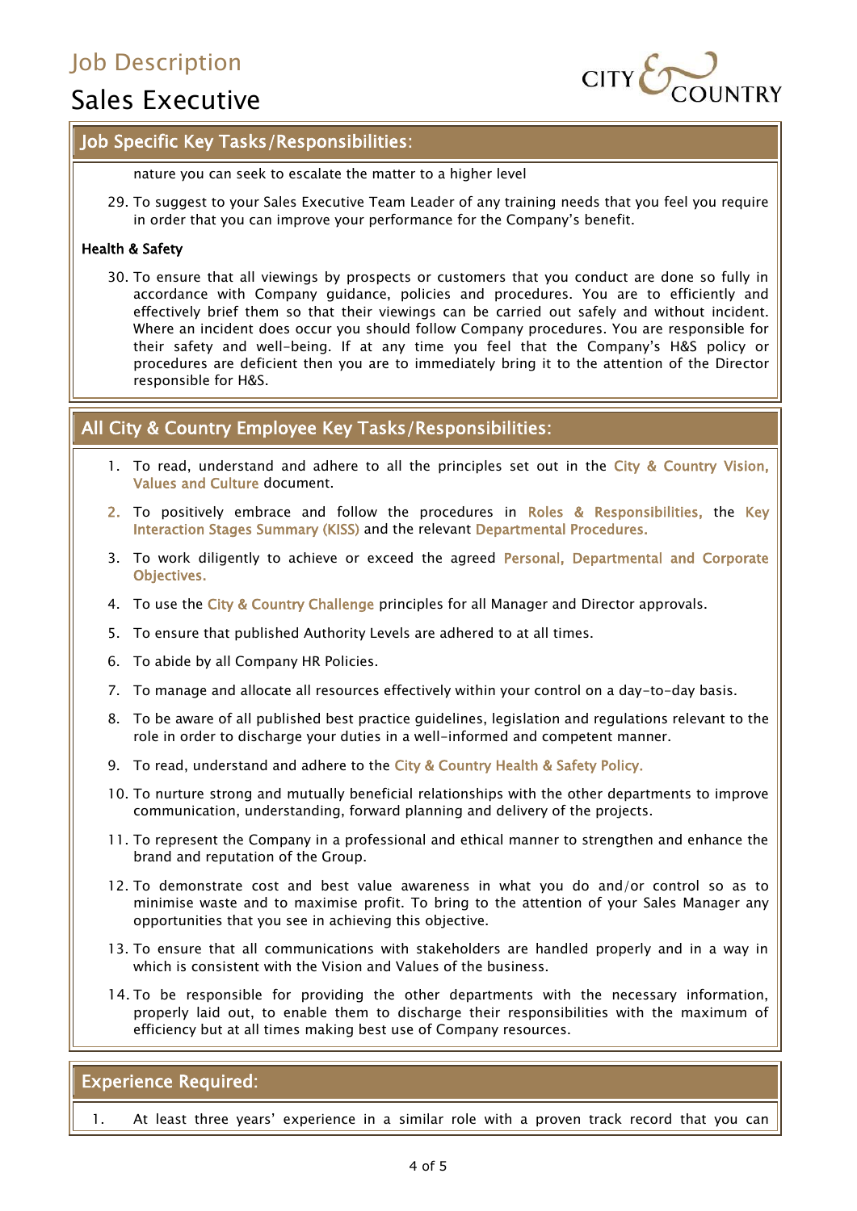## Job Specific Key Tasks/Responsibilities:

nature you can seek to escalate the matter to a higher level

29. To suggest to your Sales Executive Team Leader of any training needs that you feel you require in order that you can improve your performance for the Company's benefit.

**Health & Safety**

30. To ensure that all viewings by prospects or customers that you conduct are done so fully in accordance with Company guidance, policies and procedures. You are to efficiently and effectively brief them so that their viewings can be carried out safely and without incident. Where an incident does occur you should follow Company procedures. You are responsible for their safety and well-being. If at any time you feel that the Company's H&S policy or procedures are deficient then you are to immediately bring it to the attention of the Director responsible for H&S.

## All City & Country Employee Key Tasks/Responsibilities:

1. To read, understand and adhere to all the principles set out in the City & Country Vision, Values and Culture document.
2. To positively embrace and follow the procedures in Roles & Responsibilities, the Key Interaction Stages Summary (KISS) and the relevant Departmental Procedures.
3. To work diligently to achieve or exceed the agreed Personal, Departmental and Corporate Objectives.
4. To use the City & Country Challenge principles for all Manager and Director approvals.
5. To ensure that published Authority Levels are adhered to at all times.
6. To abide by all Company HR Policies.
7. To manage and allocate all resources effectively within your control on a day-to-day basis.
8. To be aware of all published best practice guidelines, legislation and regulations relevant to the role in order to discharge your duties in a well-informed and competent manner.
9. To read, understand and adhere to the City & Country Health & Safety Policy.
10. To nurture strong and mutually beneficial relationships with the other departments to improve communication, understanding, forward planning and delivery of the projects.
11. To represent the Company in a professional and ethical manner to strengthen and enhance the brand and reputation of the Group.
12. To demonstrate cost and best value awareness in what you do and/or control so as to minimise waste and to maximise profit. To bring to the attention of your Sales Manager any opportunities that you see in achieving this objective.
13. To ensure that all communications with stakeholders are handled properly and in a way in which is consistent with the Vision and Values of the business.
14. To be responsible for providing the other departments with the necessary information, properly laid out, to enable them to discharge their responsibilities with the maximum of efficiency but at all times making best use of Company resources.

## Experience Required:

1. At least three years' experience in a similar role with a proven track record that you can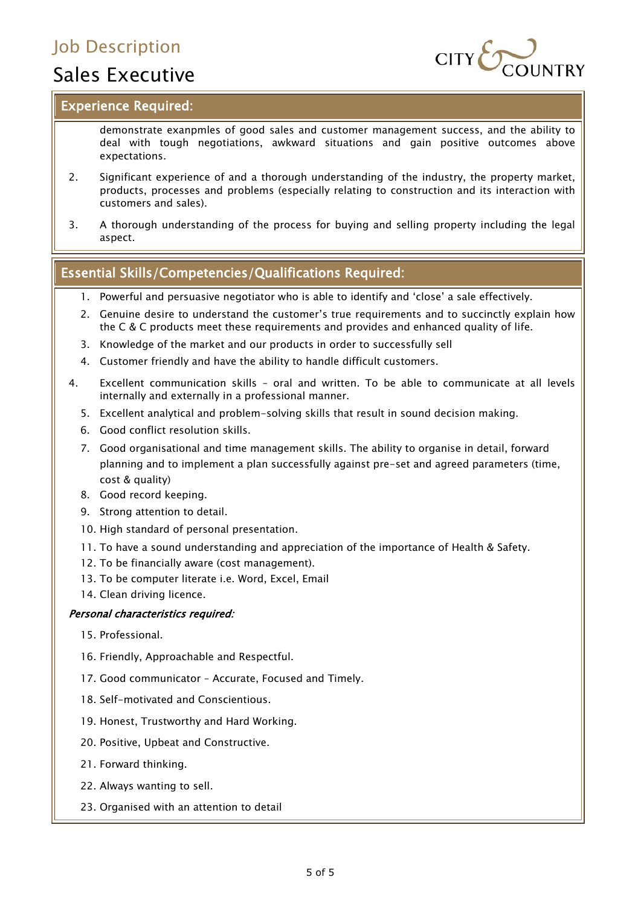# Job Description

## Sales Executive

### Experience Required:

demonstrate exanpmles of good sales and customer management success, and the ability to deal with tough negotiations, awkward situations and gain positive outcomes above expectations.

2. Significant experience of and a thorough understanding of the industry, the property market, products, processes and problems (especially relating to construction and its interaction with customers and sales).
3. A thorough understanding of the process for buying and selling property including the legal aspect.

### Essential Skills/Competencies/Qualifications Required:

1. Powerful and persuasive negotiator who is able to identify and 'close' a sale effectively.
2. Genuine desire to understand the customer's true requirements and to succinctly explain how the C & C products meet these requirements and provides and enhanced quality of life.
3. Knowledge of the market and our products in order to successfully sell
4. Customer friendly and have the ability to handle difficult customers.

4. Excellent communication skills – oral and written. To be able to communicate at all levels internally and externally in a professional manner.

5. Excellent analytical and problem-solving skills that result in sound decision making.
6. Good conflict resolution skills.
7. Good organisational and time management skills. The ability to organise in detail, forward planning and to implement a plan successfully against pre-set and agreed parameters (time, cost & quality)
8. Good record keeping.
9. Strong attention to detail.
10. High standard of personal presentation.
11. To have a sound understanding and appreciation of the importance of Health & Safety.
12. To be financially aware (cost management).
13. To be computer literate i.e. Word, Excel, Email
14. Clean driving licence.

*Personal characteristics required:*

15. Professional.
16. Friendly, Approachable and Respectful.
17. Good communicator – Accurate, Focused and Timely.
18. Self-motivated and Conscientious.
19. Honest, Trustworthy and Hard Working.
20. Positive, Upbeat and Constructive.
21. Forward thinking.
22. Always wanting to sell.
23. Organised with an attention to detail